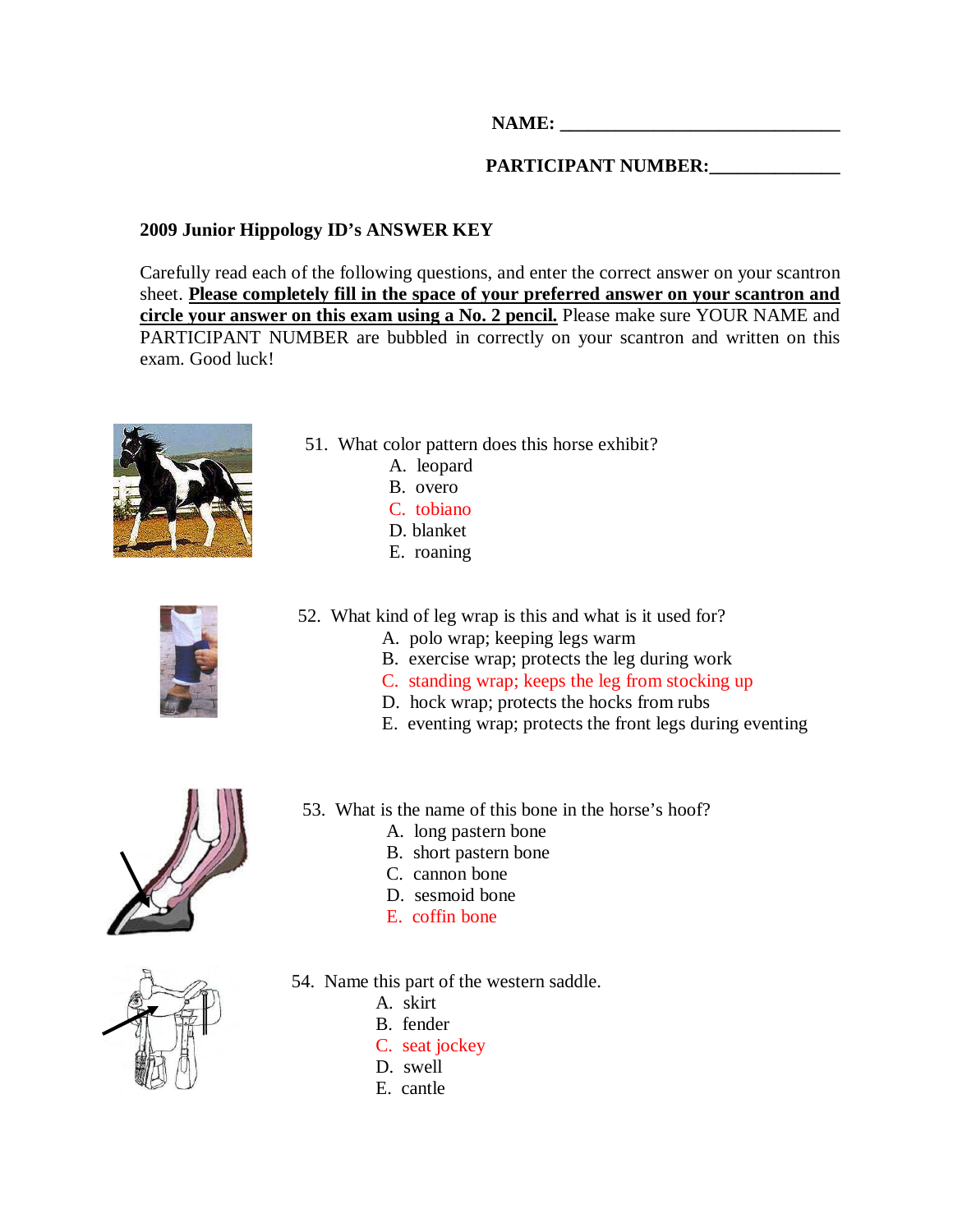**NAME: ______________________________**

**PARTICIPANT NUMBER:______________**

**2009 Junior Hippology ID's ANSWER KEY**

Carefully read each of the following questions, and enter the correct answer on your scantron sheet. **<u>Please completely fill in the space of your preferred answer on your scantron and circle your answer on this exam using a No. 2 pencil.</u>** Please make sure YOUR NAME and PARTICIPANT NUMBER are bubbled in correctly on your scantron and written on this exam. Good luck!

51. What color pattern does this horse exhibit?
    - A. leopard
    - B. overo
    - C. tobiano
    - D. blanket
    - E. roaning

52. What kind of leg wrap is this and what is it used for?
    - A. polo wrap; keeping legs warm
    - B. exercise wrap; protects the leg during work
    - C. standing wrap; keeps the leg from stocking up
    - D. hock wrap; protects the hocks from rubs
    - E. eventing wrap; protects the front legs during eventing

53. What is the name of this bone in the horse's hoof?
    - A. long pastern bone
    - B. short pastern bone
    - C. cannon bone
    - D. sesmoid bone
    - E. coffin bone

54. Name this part of the western saddle.
    - A. skirt
    - B. fender
    - C. seat jockey
    - D. swell
    - E. cantle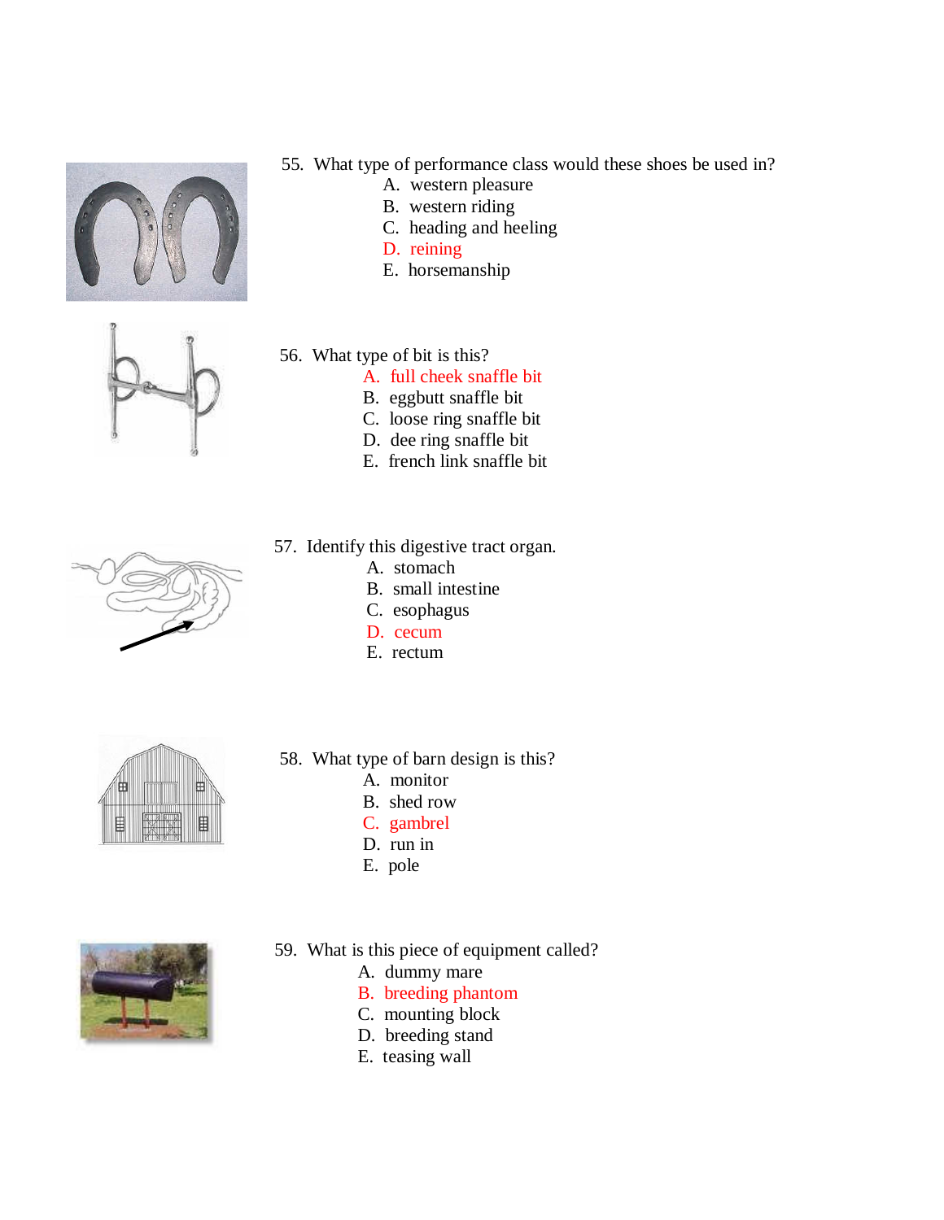55. What type of performance class would these shoes be used in?
    - A. western pleasure
    - B. western riding
    - C. heading and heeling
    - D. reining
    - E. horsemanship

56. What type of bit is this?
    - A. full cheek snaffle bit
    - B. eggbutt snaffle bit
    - C. loose ring snaffle bit
    - D. dee ring snaffle bit
    - E. french link snaffle bit

57. Identify this digestive tract organ.
    - A. stomach
    - B. small intestine
    - C. esophagus
    - D. cecum
    - E. rectum

58. What type of barn design is this?
    - A. monitor
    - B. shed row
    - C. gambrel
    - D. run in
    - E. pole

59. What is this piece of equipment called?
    - A. dummy mare
    - B. breeding phantom
    - C. mounting block
    - D. breeding stand
    - E. teasing wall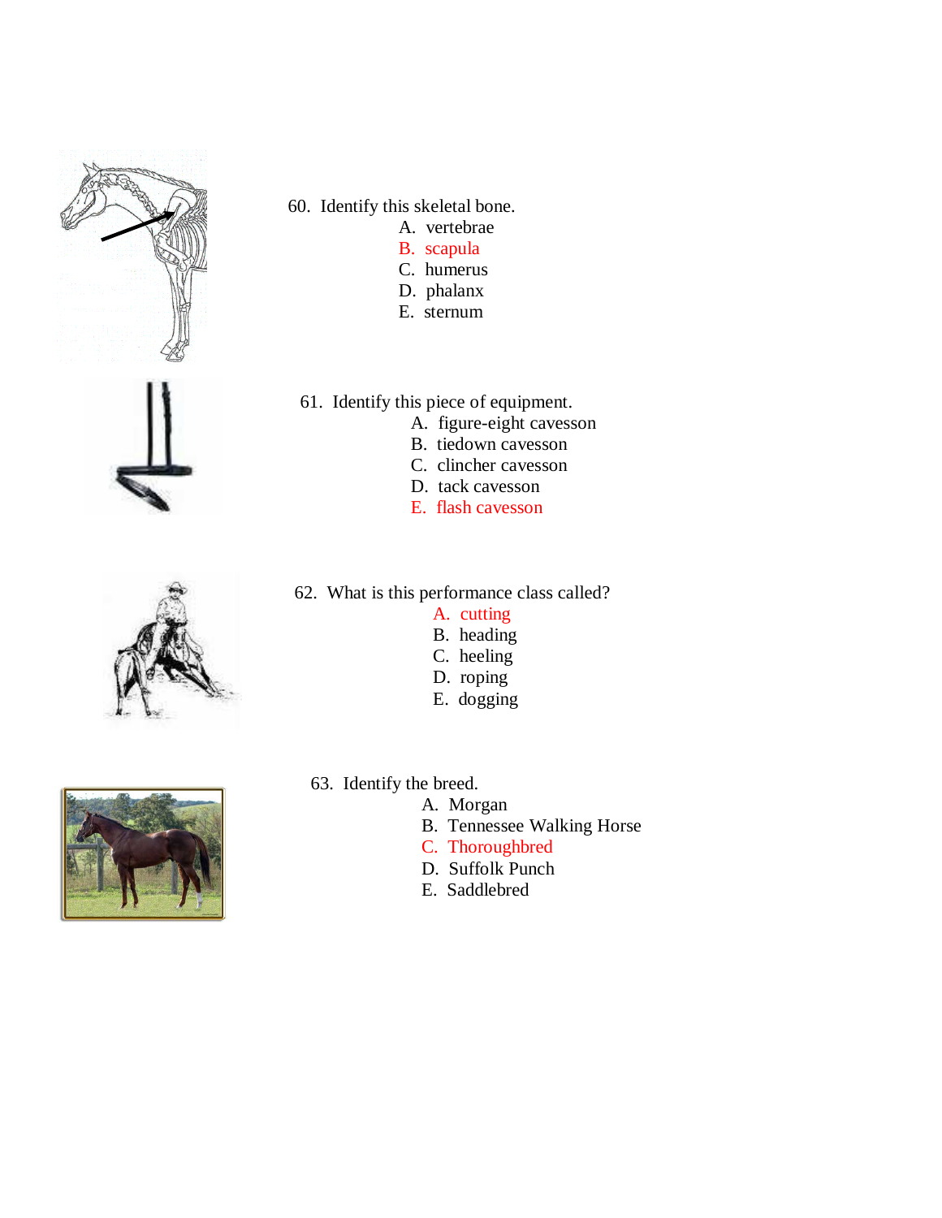60. Identify this skeletal bone.
   - A. vertebrae
   - B. scapula
   - C. humerus
   - D. phalanx
   - E. sternum

61. Identify this piece of equipment.
   - A. figure-eight cavesson
   - B. tiedown cavesson
   - C. clincher cavesson
   - D. tack cavesson
   - E. flash cavesson

62. What is this performance class called?
   - A. cutting
   - B. heading
   - C. heeling
   - D. roping
   - E. dogging

63. Identify the breed.
   - A. Morgan
   - B. Tennessee Walking Horse
   - C. Thoroughbred
   - D. Suffolk Punch
   - E. Saddlebred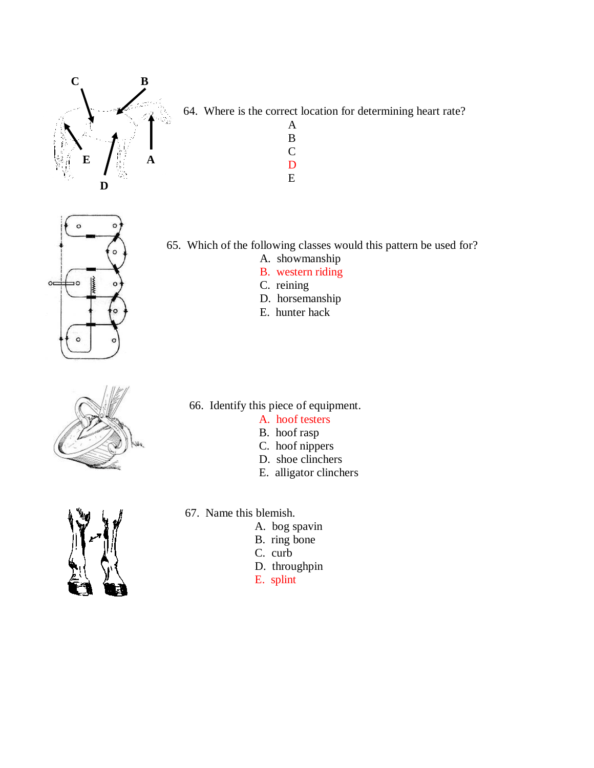64. Where is the correct location for determining heart rate?

A
B
C
D
E

65. Which of the following classes would this pattern be used for?

A. showmanship
B. western riding
C. reining
D. horsemanship
E. hunter hack

66. Identify this piece of equipment.

A. hoof testers
B. hoof rasp
C. hoof nippers
D. shoe clinchers
E. alligator clinchers

67. Name this blemish.

A. bog spavin
B. ring bone
C. curb
D. throughpin
E. splint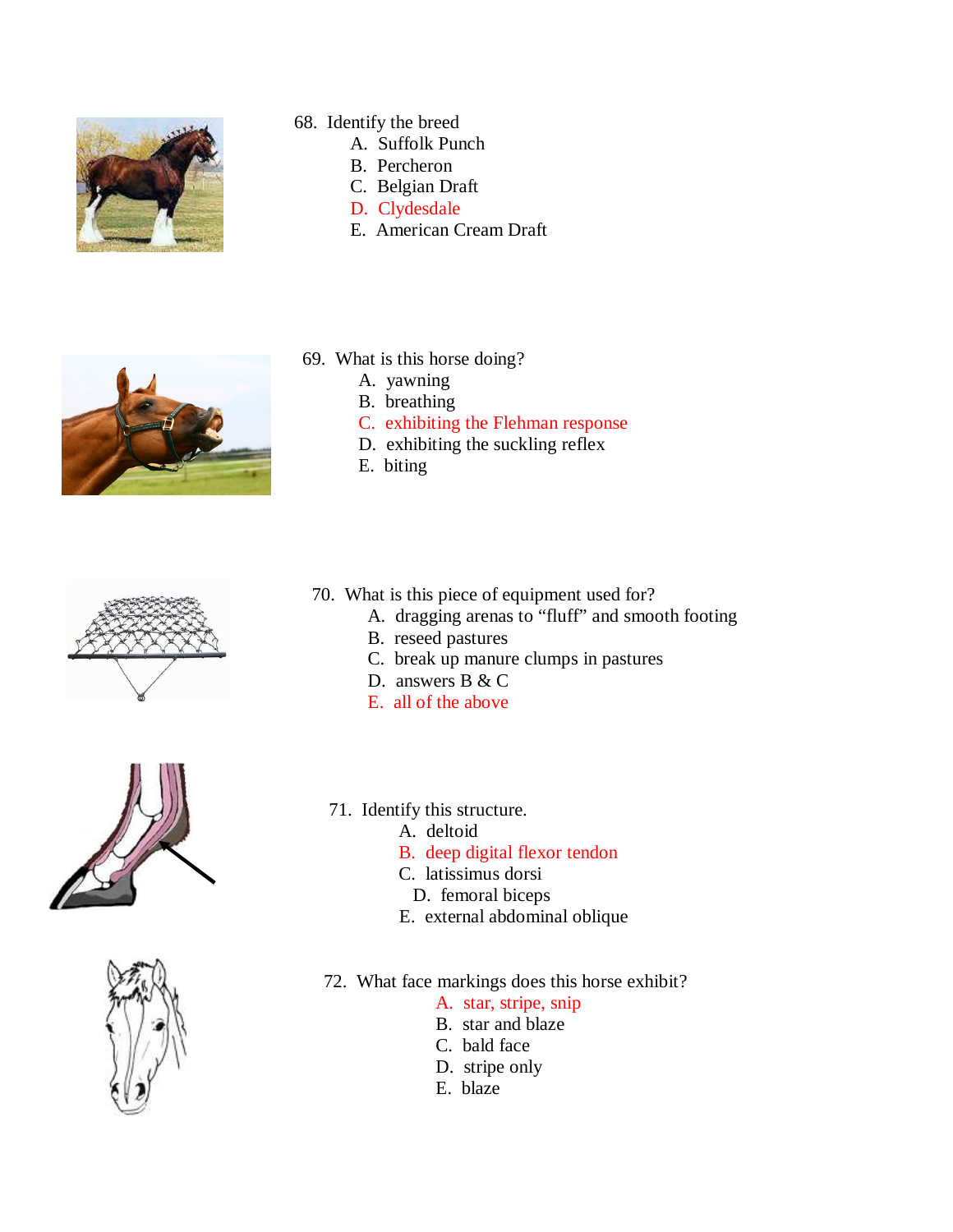68. Identify the breed
    A. Suffolk Punch
    B. Percheron
    C. Belgian Draft
    D. Clydesdale
    E. American Cream Draft

69. What is this horse doing?
    A. yawning
    B. breathing
    C. exhibiting the Flehman response
    D. exhibiting the suckling reflex
    E. biting

70. What is this piece of equipment used for?
    A. dragging arenas to "fluff" and smooth footing
    B. reseed pastures
    C. break up manure clumps in pastures
    D. answers B & C
    E. all of the above

71. Identify this structure.
    A. deltoid
    B. deep digital flexor tendon
    C. latissimus dorsi
    D. femoral biceps
    E. external abdominal oblique

72. What face markings does this horse exhibit?
    A. star, stripe, snip
    B. star and blaze
    C. bald face
    D. stripe only
    E. blaze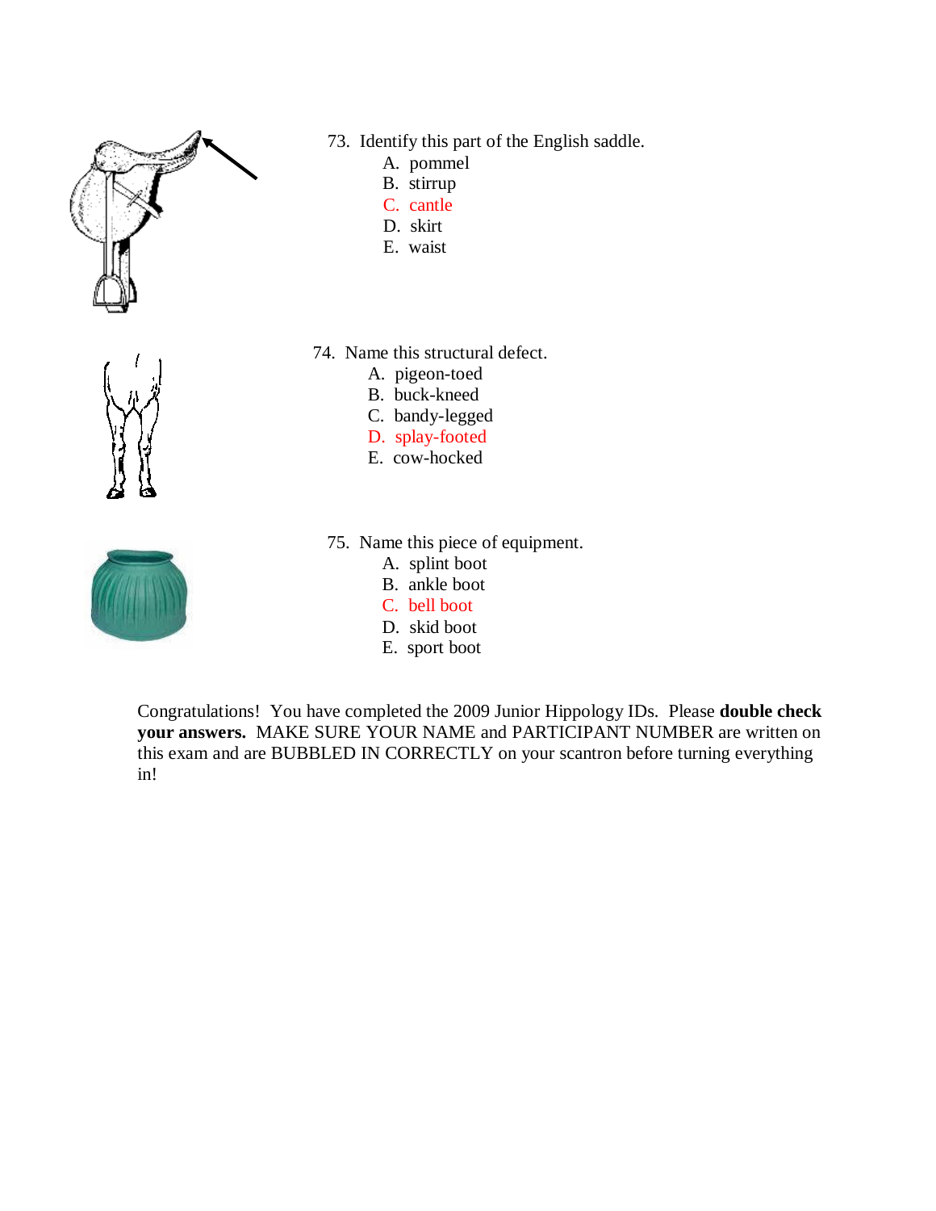73. Identify this part of the English saddle.
   - A. pommel
   - B. stirrup
   - C. cantle
   - D. skirt
   - E. waist

74. Name this structural defect.
   - A. pigeon-toed
   - B. buck-kneed
   - C. bandy-legged
   - D. splay-footed
   - E. cow-hocked

75. Name this piece of equipment.
   - A. splint boot
   - B. ankle boot
   - C. bell boot
   - D. skid boot
   - E. sport boot

Congratulations! You have completed the 2009 Junior Hippology IDs. Please **double check your answers.** MAKE SURE YOUR NAME and PARTICIPANT NUMBER are written on this exam and are BUBBLED IN CORRECTLY on your scantron before turning everything in!